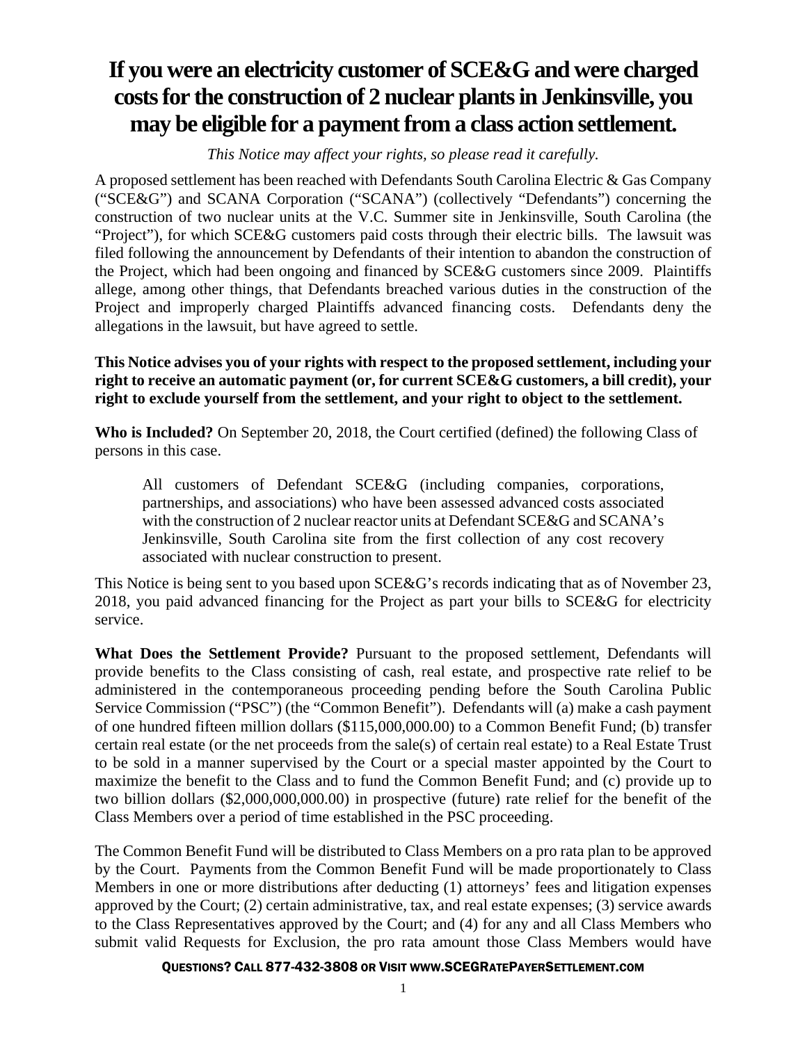# If you were an electricity customer of SCE&G and were charged costs for the construction of 2 nuclear plants in Jenkinsville, you may be eligible for a payment from a class action settlement.

*This Notice may affect your rights, so please read it carefully.*

A proposed settlement has been reached with Defendants South Carolina Electric & Gas Company ("SCE&G") and SCANA Corporation ("SCANA") (collectively "Defendants") concerning the construction of two nuclear units at the V.C. Summer site in Jenkinsville, South Carolina (the "Project"), for which SCE&G customers paid costs through their electric bills. The lawsuit was filed following the announcement by Defendants of their intention to abandon the construction of the Project, which had been ongoing and financed by SCE&G customers since 2009. Plaintiffs allege, among other things, that Defendants breached various duties in the construction of the Project and improperly charged Plaintiffs advanced financing costs. Defendants deny the allegations in the lawsuit, but have agreed to settle.

**This Notice advises you of your rights with respect to the proposed settlement, including your right to receive an automatic payment (or, for current SCE&G customers, a bill credit), your right to exclude yourself from the settlement, and your right to object to the settlement.**

**Who is Included?** On September 20, 2018, the Court certified (defined) the following Class of persons in this case.

> All customers of Defendant SCE&G (including companies, corporations, partnerships, and associations) who have been assessed advanced costs associated with the construction of 2 nuclear reactor units at Defendant SCE&G and SCANA's Jenkinsville, South Carolina site from the first collection of any cost recovery associated with nuclear construction to present.

This Notice is being sent to you based upon SCE&G's records indicating that as of November 23, 2018, you paid advanced financing for the Project as part your bills to SCE&G for electricity service.

**What Does the Settlement Provide?** Pursuant to the proposed settlement, Defendants will provide benefits to the Class consisting of cash, real estate, and prospective rate relief to be administered in the contemporaneous proceeding pending before the South Carolina Public Service Commission ("PSC") (the "Common Benefit"). Defendants will (a) make a cash payment of one hundred fifteen million dollars ($115,000,000.00) to a Common Benefit Fund; (b) transfer certain real estate (or the net proceeds from the sale(s) of certain real estate) to a Real Estate Trust to be sold in a manner supervised by the Court or a special master appointed by the Court to maximize the benefit to the Class and to fund the Common Benefit Fund; and (c) provide up to two billion dollars ($2,000,000,000.00) in prospective (future) rate relief for the benefit of the Class Members over a period of time established in the PSC proceeding.

The Common Benefit Fund will be distributed to Class Members on a pro rata plan to be approved by the Court. Payments from the Common Benefit Fund will be made proportionately to Class Members in one or more distributions after deducting (1) attorneys' fees and litigation expenses approved by the Court; (2) certain administrative, tax, and real estate expenses; (3) service awards to the Class Representatives approved by the Court; and (4) for any and all Class Members who submit valid Requests for Exclusion, the pro rata amount those Class Members would have

QUESTIONS? CALL 877-432-3808 OR VISIT WWW.SCEGRATEPAYERSETTLEMENT.COM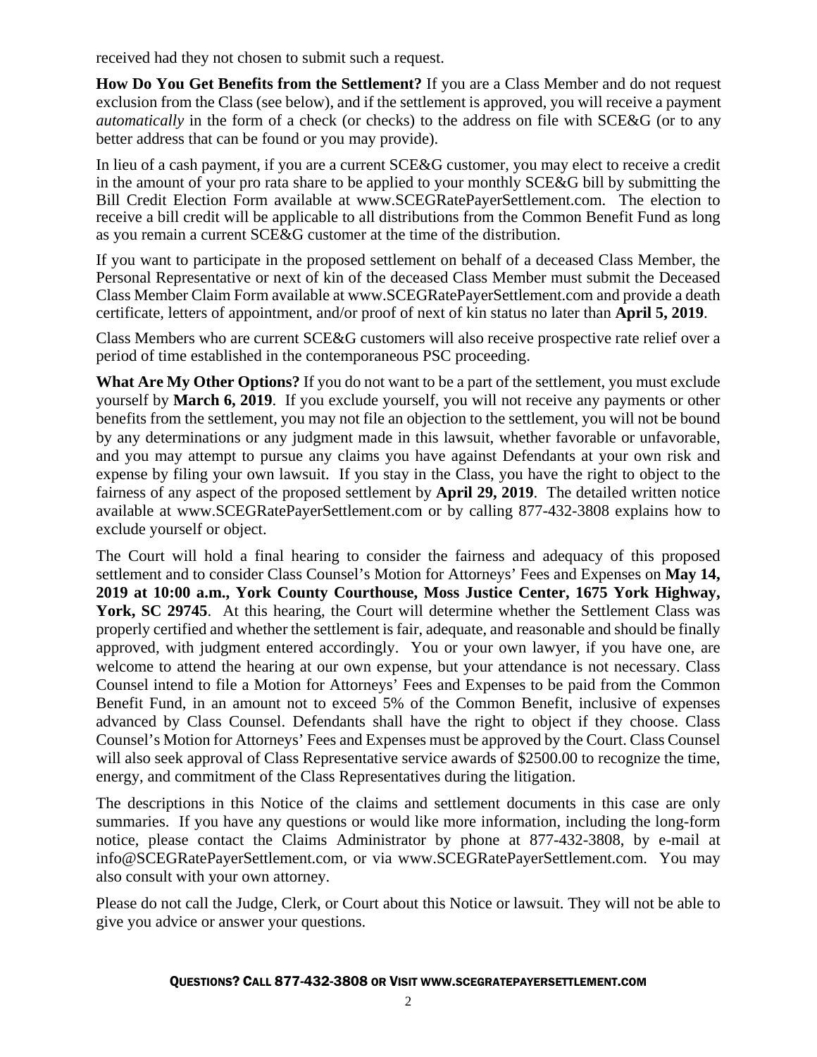received had they not chosen to submit such a request.

**How Do You Get Benefits from the Settlement?** If you are a Class Member and do not request exclusion from the Class (see below), and if the settlement is approved, you will receive a payment *automatically* in the form of a check (or checks) to the address on file with SCE&G (or to any better address that can be found or you may provide).

In lieu of a cash payment, if you are a current SCE&G customer, you may elect to receive a credit in the amount of your pro rata share to be applied to your monthly SCE&G bill by submitting the Bill Credit Election Form available at www.SCEGRatePayerSettlement.com. The election to receive a bill credit will be applicable to all distributions from the Common Benefit Fund as long as you remain a current SCE&G customer at the time of the distribution.

If you want to participate in the proposed settlement on behalf of a deceased Class Member, the Personal Representative or next of kin of the deceased Class Member must submit the Deceased Class Member Claim Form available at www.SCEGRatePayerSettlement.com and provide a death certificate, letters of appointment, and/or proof of next of kin status no later than **April 5, 2019**.

Class Members who are current SCE&G customers will also receive prospective rate relief over a period of time established in the contemporaneous PSC proceeding.

**What Are My Other Options?** If you do not want to be a part of the settlement, you must exclude yourself by **March 6, 2019**. If you exclude yourself, you will not receive any payments or other benefits from the settlement, you may not file an objection to the settlement, you will not be bound by any determinations or any judgment made in this lawsuit, whether favorable or unfavorable, and you may attempt to pursue any claims you have against Defendants at your own risk and expense by filing your own lawsuit. If you stay in the Class, you have the right to object to the fairness of any aspect of the proposed settlement by **April 29, 2019**. The detailed written notice available at www.SCEGRatePayerSettlement.com or by calling 877-432-3808 explains how to exclude yourself or object.

The Court will hold a final hearing to consider the fairness and adequacy of this proposed settlement and to consider Class Counsel's Motion for Attorneys' Fees and Expenses on **May 14, 2019 at 10:00 a.m., York County Courthouse, Moss Justice Center, 1675 York Highway, York, SC 29745**. At this hearing, the Court will determine whether the Settlement Class was properly certified and whether the settlement is fair, adequate, and reasonable and should be finally approved, with judgment entered accordingly. You or your own lawyer, if you have one, are welcome to attend the hearing at our own expense, but your attendance is not necessary. Class Counsel intend to file a Motion for Attorneys' Fees and Expenses to be paid from the Common Benefit Fund, in an amount not to exceed 5% of the Common Benefit, inclusive of expenses advanced by Class Counsel. Defendants shall have the right to object if they choose. Class Counsel's Motion for Attorneys' Fees and Expenses must be approved by the Court. Class Counsel will also seek approval of Class Representative service awards of $2500.00 to recognize the time, energy, and commitment of the Class Representatives during the litigation.

The descriptions in this Notice of the claims and settlement documents in this case are only summaries. If you have any questions or would like more information, including the long-form notice, please contact the Claims Administrator by phone at 877-432-3808, by e-mail at info@SCEGRatePayerSettlement.com, or via www.SCEGRatePayerSettlement.com. You may also consult with your own attorney.

Please do not call the Judge, Clerk, or Court about this Notice or lawsuit. They will not be able to give you advice or answer your questions.